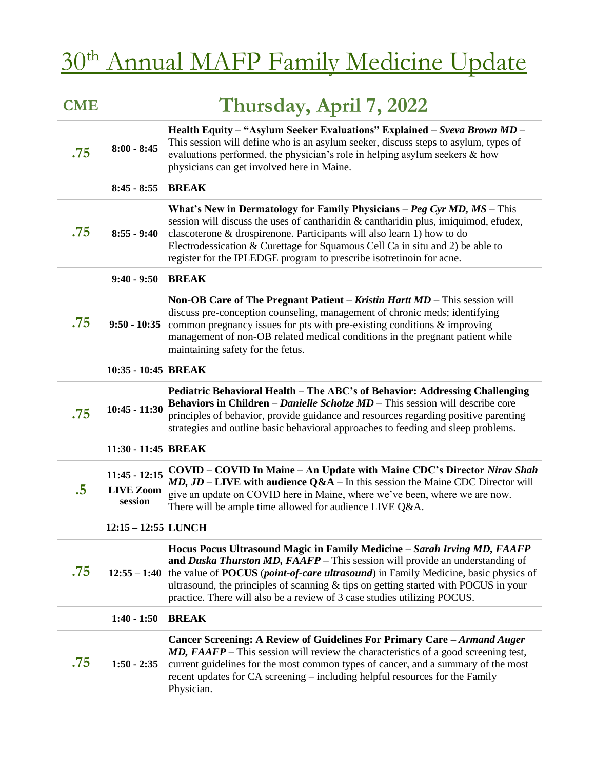# 30th Annual MAFP Family Medicine Update

| CME | Thursday, April 7, 2022 | |
|---|---|---|
| .75 | 8:00 - 8:45 | **Health Equity – "Asylum Seeker Evaluations" Explained – *Sveva Brown MD*** – This session will define who is an asylum seeker, discuss steps to asylum, types of evaluations performed, the physician's role in helping asylum seekers & how physicians can get involved here in Maine. |
| | 8:45 - 8:55 | **BREAK** |
| .75 | 8:55 - 9:40 | **What's New in Dermatology for Family Physicians – *Peg Cyr MD, MS* –** This session will discuss the uses of cantharidin & cantharidin plus, imiquimod, efudex, clascoterone & drospirenone. Participants will also learn 1) how to do Electrodessication & Curettage for Squamous Cell Ca in situ and 2) be able to register for the IPLEDGE program to prescribe isotretinoin for acne. |
| | 9:40 - 9:50 | **BREAK** |
| .75 | 9:50 - 10:35 | **Non-OB Care of The Pregnant Patient – *Kristin Hartt MD* –** This session will discuss pre-conception counseling, management of chronic meds; identifying common pregnancy issues for pts with pre-existing conditions & improving management of non-OB related medical conditions in the pregnant patient while maintaining safety for the fetus. |
| | 10:35 - 10:45 | **BREAK** |
| .75 | 10:45 - 11:30 | **Pediatric Behavioral Health – The ABC's of Behavior: Addressing Challenging Behaviors in Children – *Danielle Scholze MD* –** This session will describe core principles of behavior, provide guidance and resources regarding positive parenting strategies and outline basic behavioral approaches to feeding and sleep problems. |
| | 11:30 - 11:45 | **BREAK** |
| .5 | 11:45 - 12:15 **LIVE Zoom session** | **COVID – COVID In Maine – An Update with Maine CDC's Director *Nirav Shah MD, JD* – LIVE with audience Q&A –** In this session the Maine CDC Director will give an update on COVID here in Maine, where we've been, where we are now. There will be ample time allowed for audience LIVE Q&A. |
| | 12:15 – 12:55 | **LUNCH** |
| .75 | 12:55 – 1:40 | **Hocus Pocus Ultrasound Magic in Family Medicine – *Sarah Irving MD, FAAFP* and *Duska Thurston MD, FAAFP*** – This session will provide an understanding of the value of **POCUS** (***point-of-care ultrasound***) in Family Medicine, basic physics of ultrasound, the principles of scanning & tips on getting started with POCUS in your practice. There will also be a review of 3 case studies utilizing POCUS. |
| | 1:40 - 1:50 | **BREAK** |
| .75 | 1:50 - 2:35 | **Cancer Screening: A Review of Guidelines For Primary Care – *Armand Auger MD, FAAFP* –** This session will review the characteristics of a good screening test, current guidelines for the most common types of cancer, and a summary of the most recent updates for CA screening – including helpful resources for the Family Physician. |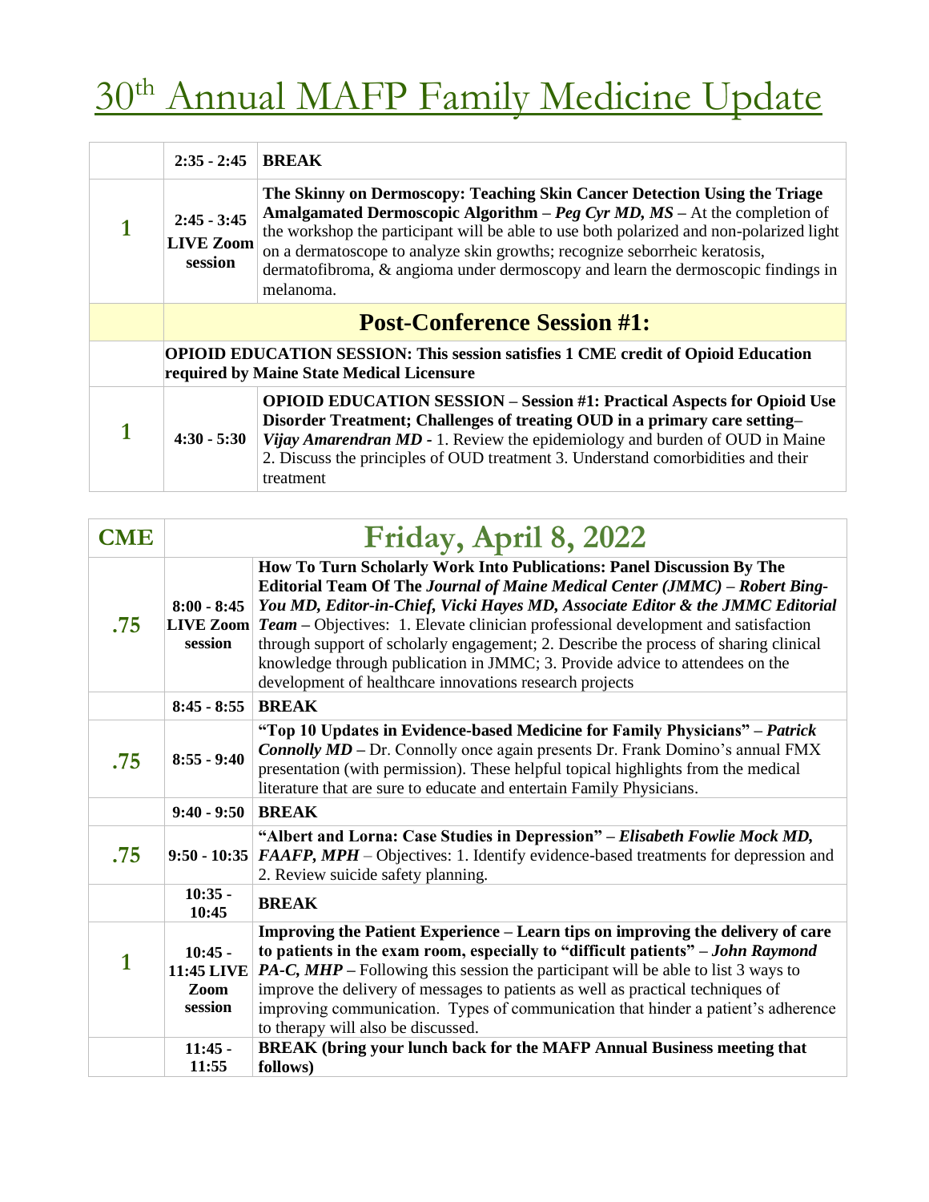# 30th Annual MAFP Family Medicine Update

| | | |
|---|---|---|
| | **2:35 - 2:45** | **BREAK** |
| **1** | **2:45 - 3:45 LIVE Zoom session** | **The Skinny on Dermoscopy: Teaching Skin Cancer Detection Using the Triage Amalgamated Dermoscopic Algorithm** – ***Peg Cyr MD, MS*** – At the completion of the workshop the participant will be able to use both polarized and non-polarized light on a dermatoscope to analyze skin growths; recognize seborrheic keratosis, dermatofibroma, & angioma under dermoscopy and learn the dermoscopic findings in melanoma. |
| | **Post-Conference Session #1:** | |
| | **OPIOID EDUCATION SESSION: This session satisfies 1 CME credit of Opioid Education required by Maine State Medical Licensure** | |
| **1** | **4:30 - 5:30** | **OPIOID EDUCATION SESSION – Session #1: Practical Aspects for Opioid Use Disorder Treatment; Challenges of treating OUD in a primary care setting**– ***Vijay Amarendran MD*** - 1. Review the epidemiology and burden of OUD in Maine 2. Discuss the principles of OUD treatment 3. Understand comorbidities and their treatment |

| CME | Friday, April 8, 2022 | |
|---|---|---|
| **.75** | **8:00 - 8:45 LIVE Zoom session** | **How To Turn Scholarly Work Into Publications: Panel Discussion By The Editorial Team Of The *Journal of Maine Medical Center (JMMC)* – *Robert Bing-You MD, Editor-in-Chief, Vicki Hayes MD, Associate Editor & the JMMC Editorial Team*** – Objectives: 1. Elevate clinician professional development and satisfaction through support of scholarly engagement; 2. Describe the process of sharing clinical knowledge through publication in JMMC; 3. Provide advice to attendees on the development of healthcare innovations research projects |
| | **8:45 - 8:55** | **BREAK** |
| **.75** | **8:55 - 9:40** | **"Top 10 Updates in Evidence-based Medicine for Family Physicians" – *Patrick Connolly MD*** – Dr. Connolly once again presents Dr. Frank Domino's annual FMX presentation (with permission). These helpful topical highlights from the medical literature that are sure to educate and entertain Family Physicians. |
| | **9:40 - 9:50** | **BREAK** |
| **.75** | **9:50 - 10:35** | **"Albert and Lorna: Case Studies in Depression" – *Elisabeth Fowlie Mock MD, FAAFP, MPH*** – Objectives: 1. Identify evidence-based treatments for depression and 2. Review suicide safety planning. |
| | **10:35 - 10:45** | **BREAK** |
| **1** | **10:45 - 11:45 LIVE Zoom session** | **Improving the Patient Experience – Learn tips on improving the delivery of care to patients in the exam room, especially to "difficult patients" – *John Raymond PA-C, MHP*** – Following this session the participant will be able to list 3 ways to improve the delivery of messages to patients as well as practical techniques of improving communication. Types of communication that hinder a patient's adherence to therapy will also be discussed. |
| | **11:45 - 11:55** | **BREAK (bring your lunch back for the MAFP Annual Business meeting that follows)** |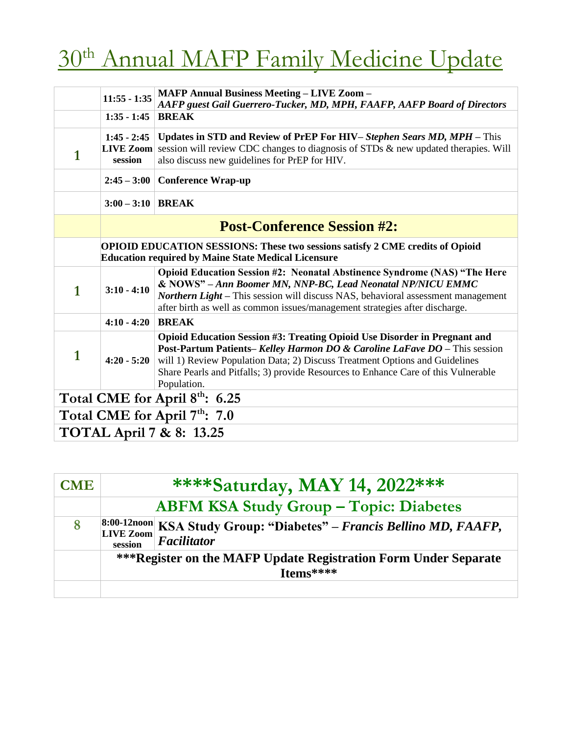# 30th Annual MAFP Family Medicine Update

| | | |
|---|---|---|
| | 11:55 - 1:35 | **MAFP Annual Business Meeting – LIVE Zoom –** ***AAFP guest Gail Guerrero-Tucker, MD, MPH, FAAFP, AAFP Board of Directors*** |
| | 1:35 - 1:45 | **BREAK** |
| 1 | 1:45 - 2:45 LIVE Zoom session | **Updates in STD and Review of PrEP For HIV–** ***Stephen Sears MD, MPH*** – This session will review CDC changes to diagnosis of STDs & new updated therapies. Will also discuss new guidelines for PrEP for HIV. |
| | 2:45 – 3:00 | **Conference Wrap-up** |
| | 3:00 – 3:10 | **BREAK** |
| | **Post-Conference Session #2:** | |
| | **OPIOID EDUCATION SESSIONS: These two sessions satisfy 2 CME credits of Opioid Education required by Maine State Medical Licensure** | |
| 1 | 3:10 - 4:10 | **Opioid Education Session #2: Neonatal Abstinence Syndrome (NAS) "The Here & NOWS"** – ***Ann Boomer MN, NNP-BC, Lead Neonatal NP/NICU EMMC Northern Light*** – This session will discuss NAS, behavioral assessment management after birth as well as common issues/management strategies after discharge. |
| | 4:10 - 4:20 | **BREAK** |
| 1 | 4:20 - 5:20 | **Opioid Education Session #3: Treating Opioid Use Disorder in Pregnant and Post-Partum Patients–** ***Kelley Harmon DO & Caroline LaFave DO*** – This session will 1) Review Population Data; 2) Discuss Treatment Options and Guidelines Share Pearls and Pitfalls; 3) provide Resources to Enhance Care of this Vulnerable Population. |
| **Total CME for April 8th: 6.25** | | |
| **Total CME for April 7th: 7.0** | | |
| **TOTAL April 7 & 8: 13.25** | | |

| **CME** | **\*\*\*\*Saturday, MAY 14, 2022\*\*\*** | |
|---|---|---|
| | **ABFM KSA Study Group – Topic: Diabetes** | |
| 8 | 8:00-12noon LIVE Zoom session | **KSA Study Group: "Diabetes" –** ***Francis Bellino MD, FAAFP, Facilitator*** |
| | **\*\*\*Register on the MAFP Update Registration Form Under Separate Items\*\*\*\*** | |
| | | |